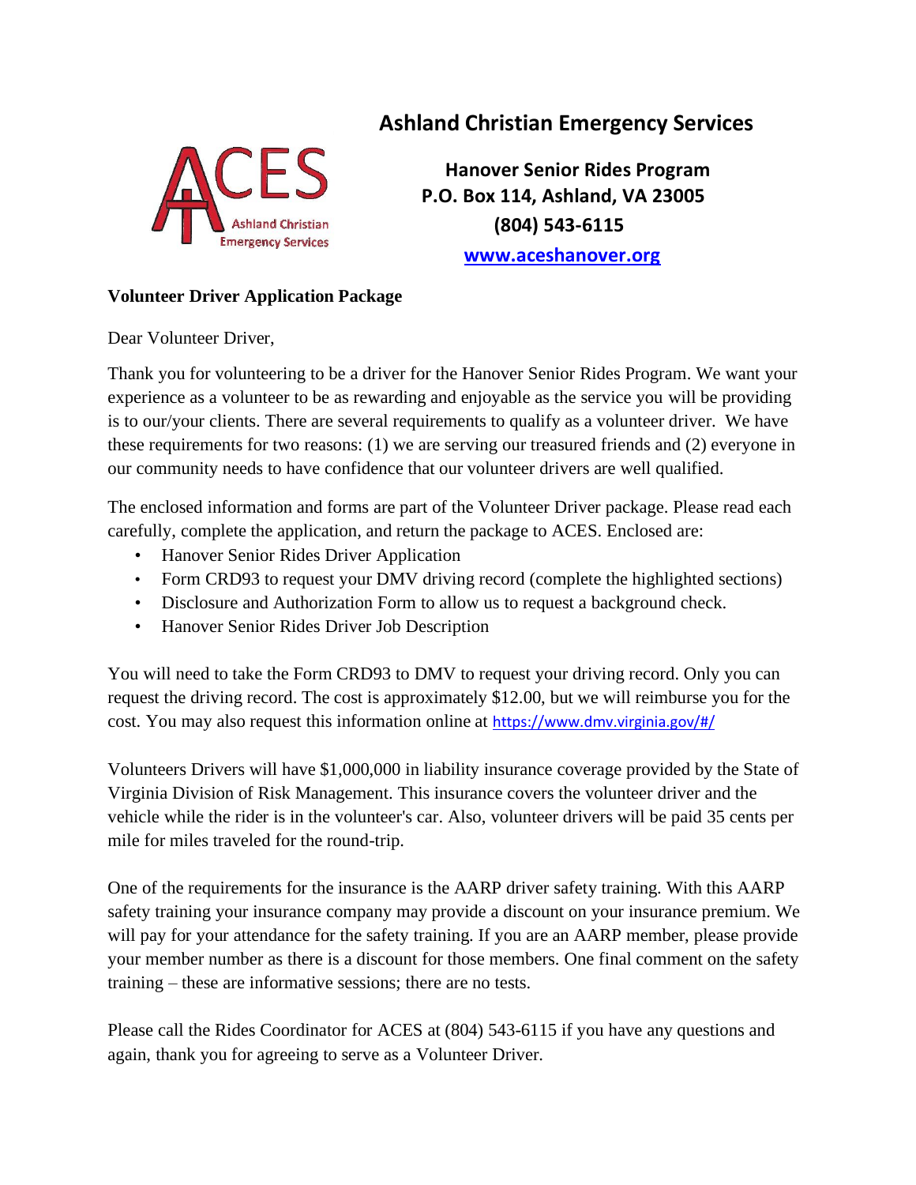# Ashland Christian Emergency Services

**Hanover Senior Rides Program**
**P.O. Box 114, Ashland, VA 23005**
**(804) 543-6115**
**[www.aceshanover.org](http://www.aceshanover.org)**

**Volunteer Driver Application Package**

Dear Volunteer Driver,

Thank you for volunteering to be a driver for the Hanover Senior Rides Program. We want your experience as a volunteer to be as rewarding and enjoyable as the service you will be providing is to our/your clients. There are several requirements to qualify as a volunteer driver. We have these requirements for two reasons: (1) we are serving our treasured friends and (2) everyone in our community needs to have confidence that our volunteer drivers are well qualified.

The enclosed information and forms are part of the Volunteer Driver package. Please read each carefully, complete the application, and return the package to ACES. Enclosed are:

- Hanover Senior Rides Driver Application
- Form CRD93 to request your DMV driving record (complete the highlighted sections)
- Disclosure and Authorization Form to allow us to request a background check.
- Hanover Senior Rides Driver Job Description

You will need to take the Form CRD93 to DMV to request your driving record. Only you can request the driving record. The cost is approximately $12.00, but we will reimburse you for the cost. You may also request this information online at https://www.dmv.virginia.gov/#/

Volunteers Drivers will have $1,000,000 in liability insurance coverage provided by the State of Virginia Division of Risk Management. This insurance covers the volunteer driver and the vehicle while the rider is in the volunteer's car. Also, volunteer drivers will be paid 35 cents per mile for miles traveled for the round-trip.

One of the requirements for the insurance is the AARP driver safety training. With this AARP safety training your insurance company may provide a discount on your insurance premium. We will pay for your attendance for the safety training. If you are an AARP member, please provide your member number as there is a discount for those members. One final comment on the safety training – these are informative sessions; there are no tests.

Please call the Rides Coordinator for ACES at (804) 543-6115 if you have any questions and again, thank you for agreeing to serve as a Volunteer Driver.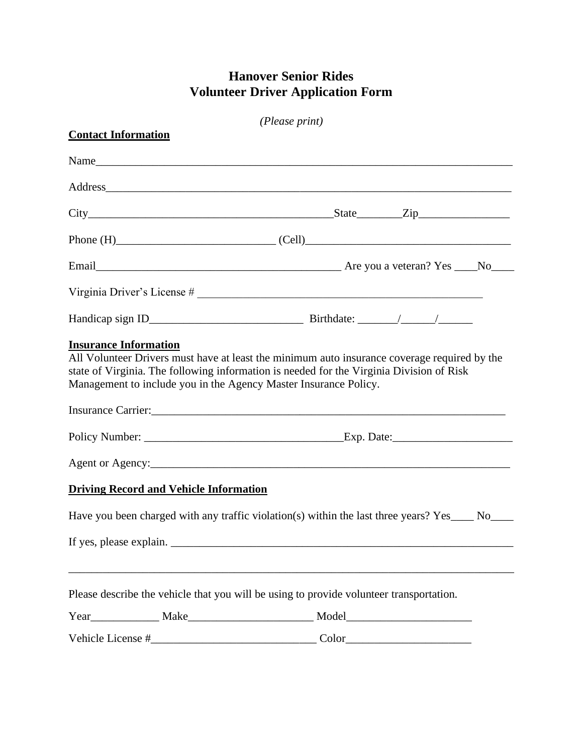# Hanover Senior Rides
# Volunteer Driver Application Form

*(Please print)*

**Contact Information**

Name_____________________________________________________________________________

Address___________________________________________________________________________

City_____________________________________________State________Zip________________

Phone (H)____________________________ (Cell)_____________________________________

Email____________________________________________ Are you a veteran? Yes ____No____

Virginia Driver's License # ____________________________________________________

Handicap sign ID___________________________ Birthdate: _______/______/______

**Insurance Information**

All Volunteer Drivers must have at least the minimum auto insurance coverage required by the state of Virginia. The following information is needed for the Virginia Division of Risk Management to include you in the Agency Master Insurance Policy.

Insurance Carrier:_________________________________________________________________

Policy Number: ___________________________________Exp. Date:_____________________

Agent or Agency:__________________________________________________________________

**Driving Record and Vehicle Information**

Have you been charged with any traffic violation(s) within the last three years? Yes____ No____

If yes, please explain. ______________________________________________________________

_________________________________________________________________________________

Please describe the vehicle that you will be using to provide volunteer transportation.

Year____________ Make______________________ Model______________________

Vehicle License #_____________________________ Color______________________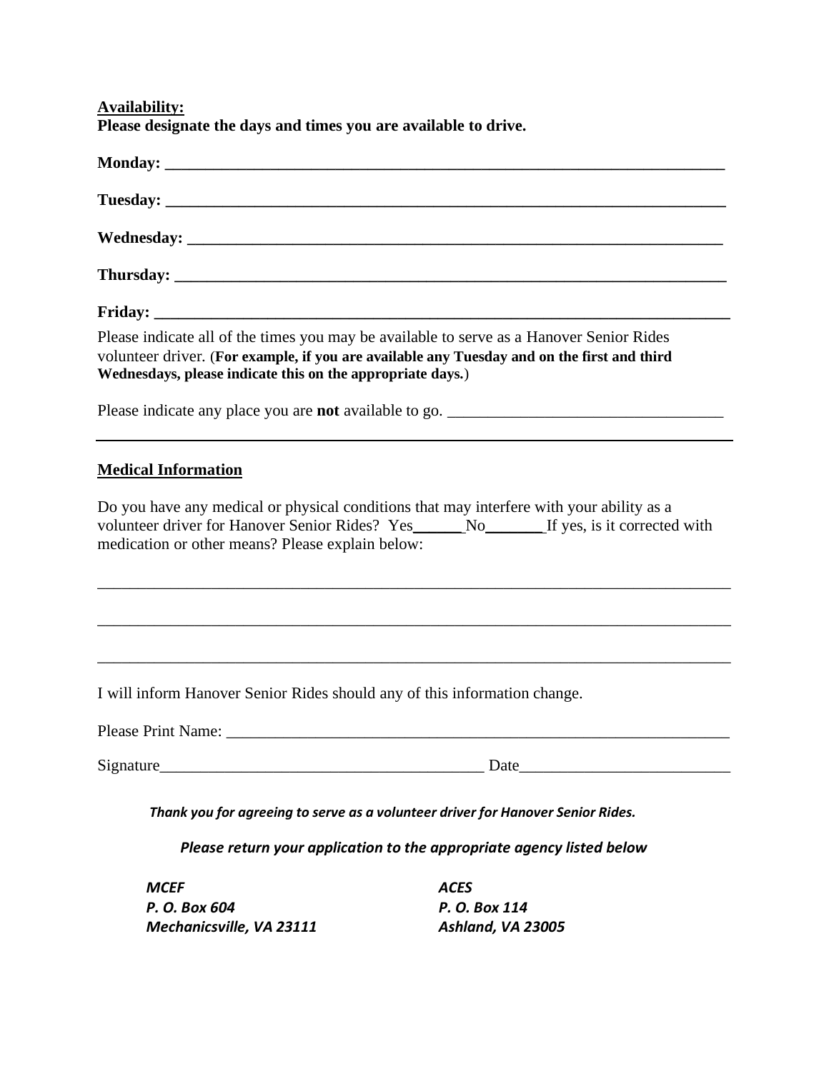**Availability:**

**Please designate the days and times you are available to drive.**

**Monday: ______________________________________________________________________**

**Tuesday: ______________________________________________________________________**

**Wednesday: ____________________________________________________________________**

**Thursday: _____________________________________________________________________**

**Friday: _______________________________________________________________________**

Please indicate all of the times you may be available to serve as a Hanover Senior Rides volunteer driver. (**For example, if you are available any Tuesday and on the first and third Wednesdays, please indicate this on the appropriate days.**)

Please indicate any place you are **not** available to go. ________________________________

---

**Medical Information**

Do you have any medical or physical conditions that may interfere with your ability as a volunteer driver for Hanover Senior Rides? Yes______ No_______ If yes, is it corrected with medication or other means? Please explain below:

_____________________________________________________________________________

_____________________________________________________________________________

_____________________________________________________________________________

I will inform Hanover Senior Rides should any of this information change.

Please Print Name: ___________________________________________________________

Signature_______________________________________ Date_________________________

***Thank you for agreeing to serve as a volunteer driver for Hanover Senior Rides.***

***Please return your application to the appropriate agency listed below***

***MCEF***
***P. O. Box 604***
***Mechanicsville, VA 23111***

***ACES***
***P. O. Box 114***
***Ashland, VA 23005***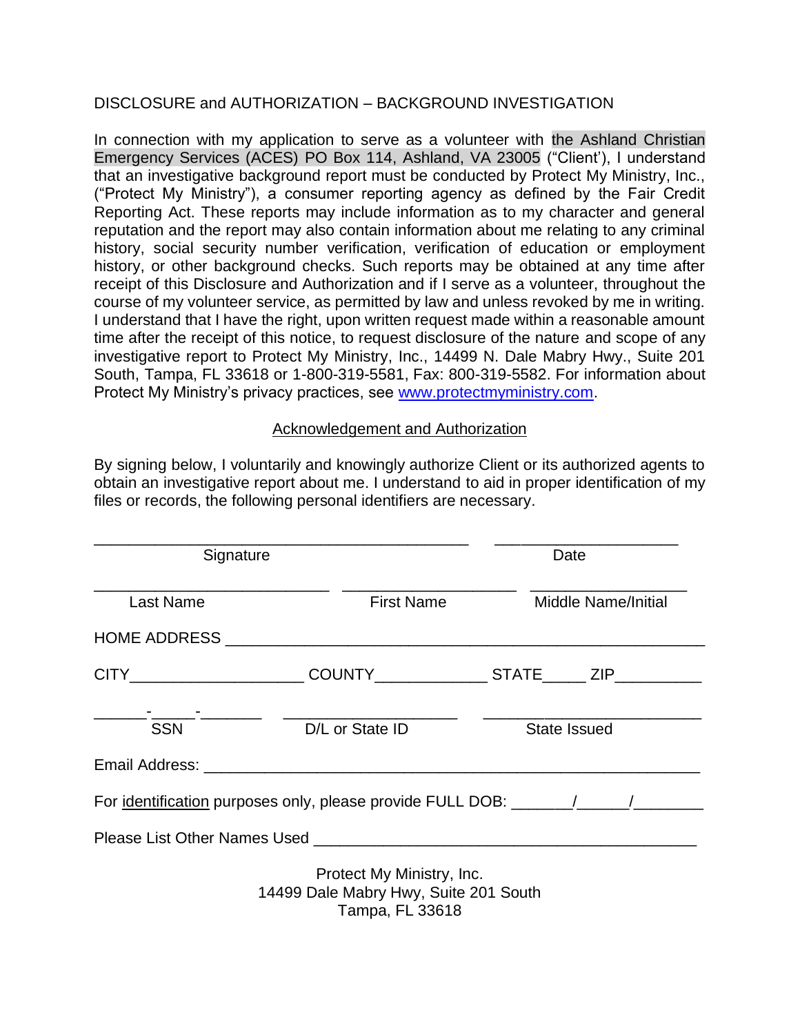DISCLOSURE and AUTHORIZATION – BACKGROUND INVESTIGATION

In connection with my application to serve as a volunteer with the Ashland Christian Emergency Services (ACES) PO Box 114, Ashland, VA 23005 ("Client'), I understand that an investigative background report must be conducted by Protect My Ministry, Inc., ("Protect My Ministry"), a consumer reporting agency as defined by the Fair Credit Reporting Act. These reports may include information as to my character and general reputation and the report may also contain information about me relating to any criminal history, social security number verification, verification of education or employment history, or other background checks. Such reports may be obtained at any time after receipt of this Disclosure and Authorization and if I serve as a volunteer, throughout the course of my volunteer service, as permitted by law and unless revoked by me in writing. I understand that I have the right, upon written request made within a reasonable amount time after the receipt of this notice, to request disclosure of the nature and scope of any investigative report to Protect My Ministry, Inc., 14499 N. Dale Mabry Hwy., Suite 201 South, Tampa, FL 33618 or 1-800-319-5581, Fax: 800-319-5582. For information about Protect My Ministry's privacy practices, see [www.protectmyministry.com](http://www.protectmyministry.com).

<u>Acknowledgement and Authorization</u>

By signing below, I voluntarily and knowingly authorize Client or its authorized agents to obtain an investigative report about me. I understand to aid in proper identification of my files or records, the following personal identifiers are necessary.

| ____________________________________________ | ______________________ |
|---|---|
| Signature | Date |

| ____________________________ | _____________________ | ___________________ |
|---|---|---|
| Last Name | First Name | Middle Name/Initial |

HOME ADDRESS ____________________________________________________

CITY____________________ COUNTY_____________ STATE_____ ZIP__________

| ______-_____-_______ | ____________________ | _________________________ |
|---|---|---|
| SSN | D/L or State ID | State Issued |

Email Address: ________________________________________________________

For <u>identification</u> purposes only, please provide FULL DOB: _______/______/________

Please List Other Names Used ____________________________________________

Protect My Ministry, Inc.
14499 Dale Mabry Hwy, Suite 201 South
Tampa, FL 33618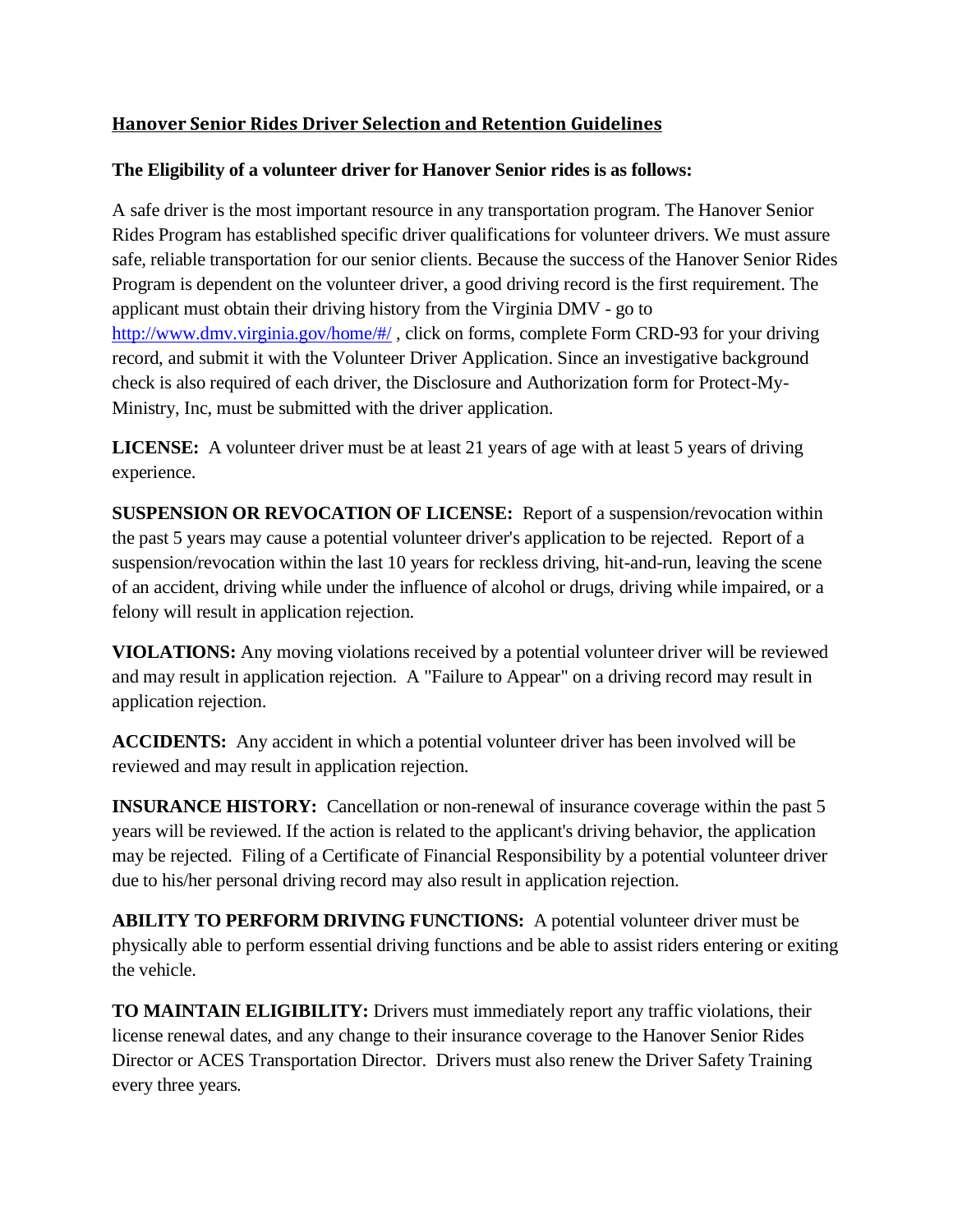## Hanover Senior Rides Driver Selection and Retention Guidelines

**The Eligibility of a volunteer driver for Hanover Senior rides is as follows:**

A safe driver is the most important resource in any transportation program. The Hanover Senior Rides Program has established specific driver qualifications for volunteer drivers. We must assure safe, reliable transportation for our senior clients. Because the success of the Hanover Senior Rides Program is dependent on the volunteer driver, a good driving record is the first requirement. The applicant must obtain their driving history from the Virginia DMV - go to [http://www.dmv.virginia.gov/home/#/](http://www.dmv.virginia.gov/home/#/) , click on forms, complete Form CRD-93 for your driving record, and submit it with the Volunteer Driver Application. Since an investigative background check is also required of each driver, the Disclosure and Authorization form for Protect-My-Ministry, Inc, must be submitted with the driver application.

**LICENSE:** A volunteer driver must be at least 21 years of age with at least 5 years of driving experience.

**SUSPENSION OR REVOCATION OF LICENSE:** Report of a suspension/revocation within the past 5 years may cause a potential volunteer driver's application to be rejected. Report of a suspension/revocation within the last 10 years for reckless driving, hit-and-run, leaving the scene of an accident, driving while under the influence of alcohol or drugs, driving while impaired, or a felony will result in application rejection.

**VIOLATIONS:** Any moving violations received by a potential volunteer driver will be reviewed and may result in application rejection. A "Failure to Appear" on a driving record may result in application rejection.

**ACCIDENTS:** Any accident in which a potential volunteer driver has been involved will be reviewed and may result in application rejection.

**INSURANCE HISTORY:** Cancellation or non-renewal of insurance coverage within the past 5 years will be reviewed. If the action is related to the applicant's driving behavior, the application may be rejected. Filing of a Certificate of Financial Responsibility by a potential volunteer driver due to his/her personal driving record may also result in application rejection.

**ABILITY TO PERFORM DRIVING FUNCTIONS:** A potential volunteer driver must be physically able to perform essential driving functions and be able to assist riders entering or exiting the vehicle.

**TO MAINTAIN ELIGIBILITY:** Drivers must immediately report any traffic violations, their license renewal dates, and any change to their insurance coverage to the Hanover Senior Rides Director or ACES Transportation Director. Drivers must also renew the Driver Safety Training every three years.